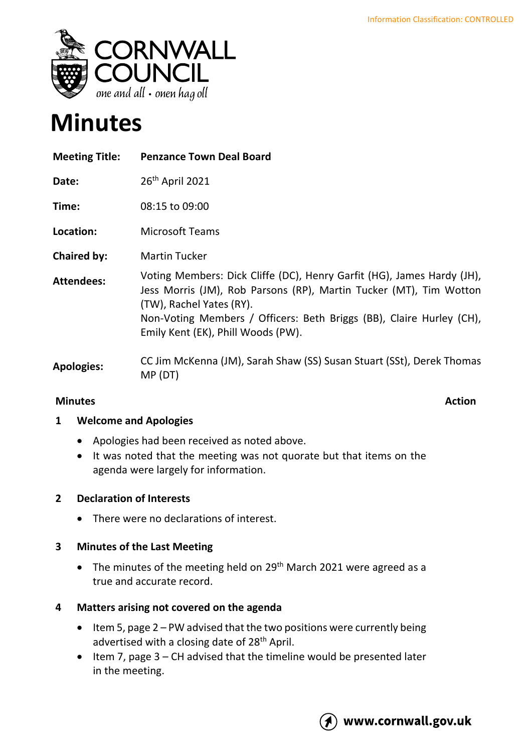Information Classification: CONTROLLED

# Minutes

| | |
|---|---|
| **Meeting Title:** | **Penzance Town Deal Board** |
| **Date:** | 26th April 2021 |
| **Time:** | 08:15 to 09:00 |
| **Location:** | Microsoft Teams |
| **Chaired by:** | Martin Tucker |
| **Attendees:** | Voting Members: Dick Cliffe (DC), Henry Garfit (HG), James Hardy (JH), Jess Morris (JM), Rob Parsons (RP), Martin Tucker (MT), Tim Wotton (TW), Rachel Yates (RY). Non-Voting Members / Officers: Beth Briggs (BB), Claire Hurley (CH), Emily Kent (EK), Phill Woods (PW). |
| **Apologies:** | CC Jim McKenna (JM), Sarah Shaw (SS) Susan Stuart (SSt), Derek Thomas MP (DT) |

**Minutes** **Action**

## 1 Welcome and Apologies

- Apologies had been received as noted above.
- It was noted that the meeting was not quorate but that items on the agenda were largely for information.

## 2 Declaration of Interests

- There were no declarations of interest.

## 3 Minutes of the Last Meeting

- The minutes of the meeting held on 29th March 2021 were agreed as a true and accurate record.

## 4 Matters arising not covered on the agenda

- Item 5, page 2 – PW advised that the two positions were currently being advertised with a closing date of 28th April.
- Item 7, page 3 – CH advised that the timeline would be presented later in the meeting.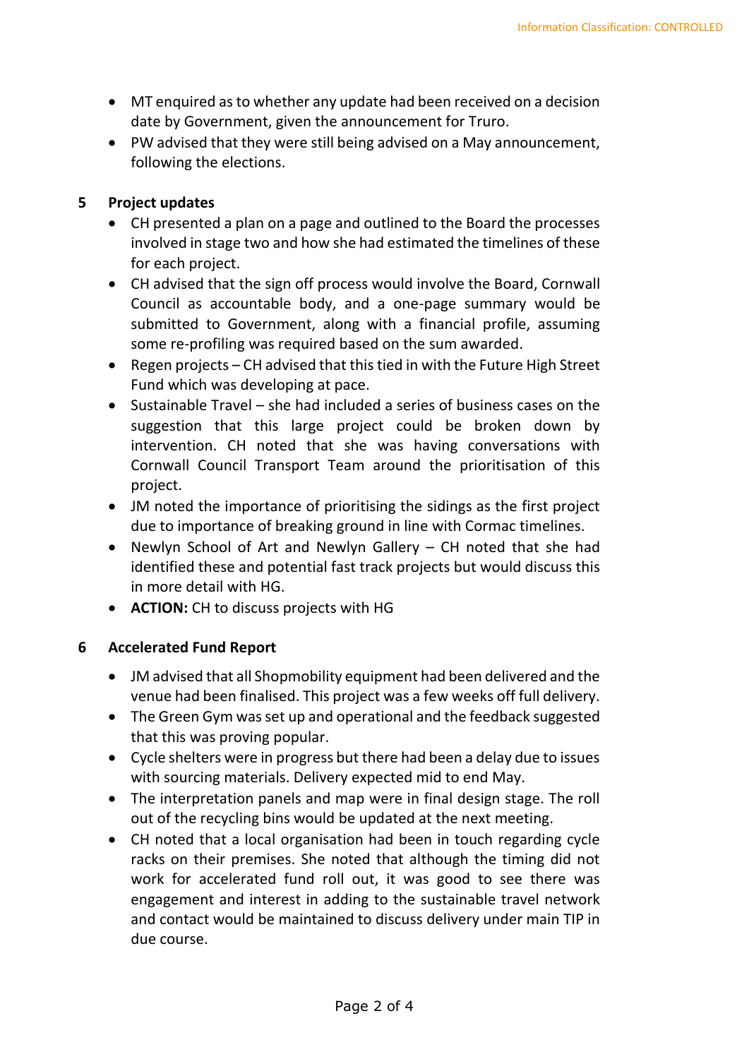- MT enquired as to whether any update had been received on a decision date by Government, given the announcement for Truro.
- PW advised that they were still being advised on a May announcement, following the elections.

## 5 Project updates

- CH presented a plan on a page and outlined to the Board the processes involved in stage two and how she had estimated the timelines of these for each project.
- CH advised that the sign off process would involve the Board, Cornwall Council as accountable body, and a one-page summary would be submitted to Government, along with a financial profile, assuming some re-profiling was required based on the sum awarded.
- Regen projects – CH advised that this tied in with the Future High Street Fund which was developing at pace.
- Sustainable Travel – she had included a series of business cases on the suggestion that this large project could be broken down by intervention. CH noted that she was having conversations with Cornwall Council Transport Team around the prioritisation of this project.
- JM noted the importance of prioritising the sidings as the first project due to importance of breaking ground in line with Cormac timelines.
- Newlyn School of Art and Newlyn Gallery – CH noted that she had identified these and potential fast track projects but would discuss this in more detail with HG.
- **ACTION:** CH to discuss projects with HG

## 6 Accelerated Fund Report

- JM advised that all Shopmobility equipment had been delivered and the venue had been finalised. This project was a few weeks off full delivery.
- The Green Gym was set up and operational and the feedback suggested that this was proving popular.
- Cycle shelters were in progress but there had been a delay due to issues with sourcing materials. Delivery expected mid to end May.
- The interpretation panels and map were in final design stage. The roll out of the recycling bins would be updated at the next meeting.
- CH noted that a local organisation had been in touch regarding cycle racks on their premises. She noted that although the timing did not work for accelerated fund roll out, it was good to see there was engagement and interest in adding to the sustainable travel network and contact would be maintained to discuss delivery under main TIP in due course.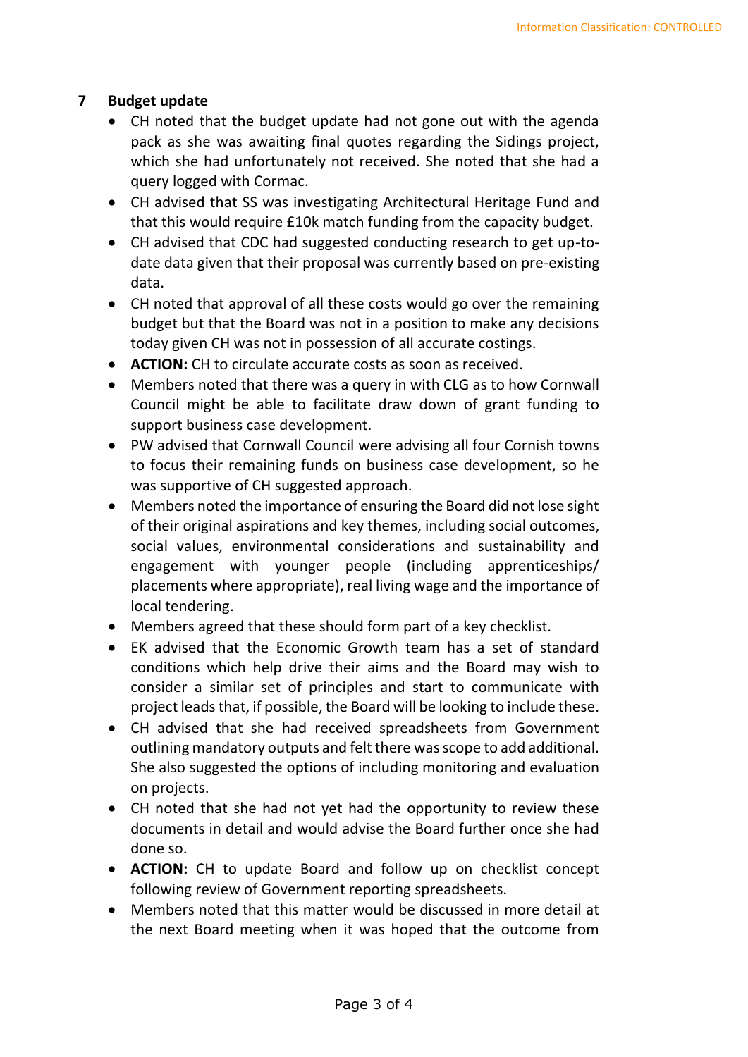## 7 Budget update

- CH noted that the budget update had not gone out with the agenda pack as she was awaiting final quotes regarding the Sidings project, which she had unfortunately not received. She noted that she had a query logged with Cormac.
- CH advised that SS was investigating Architectural Heritage Fund and that this would require £10k match funding from the capacity budget.
- CH advised that CDC had suggested conducting research to get up-to-date data given that their proposal was currently based on pre-existing data.
- CH noted that approval of all these costs would go over the remaining budget but that the Board was not in a position to make any decisions today given CH was not in possession of all accurate costings.
- **ACTION:** CH to circulate accurate costs as soon as received.
- Members noted that there was a query in with CLG as to how Cornwall Council might be able to facilitate draw down of grant funding to support business case development.
- PW advised that Cornwall Council were advising all four Cornish towns to focus their remaining funds on business case development, so he was supportive of CH suggested approach.
- Members noted the importance of ensuring the Board did not lose sight of their original aspirations and key themes, including social outcomes, social values, environmental considerations and sustainability and engagement with younger people (including apprenticeships/ placements where appropriate), real living wage and the importance of local tendering.
- Members agreed that these should form part of a key checklist.
- EK advised that the Economic Growth team has a set of standard conditions which help drive their aims and the Board may wish to consider a similar set of principles and start to communicate with project leads that, if possible, the Board will be looking to include these.
- CH advised that she had received spreadsheets from Government outlining mandatory outputs and felt there was scope to add additional. She also suggested the options of including monitoring and evaluation on projects.
- CH noted that she had not yet had the opportunity to review these documents in detail and would advise the Board further once she had done so.
- **ACTION:** CH to update Board and follow up on checklist concept following review of Government reporting spreadsheets.
- Members noted that this matter would be discussed in more detail at the next Board meeting when it was hoped that the outcome from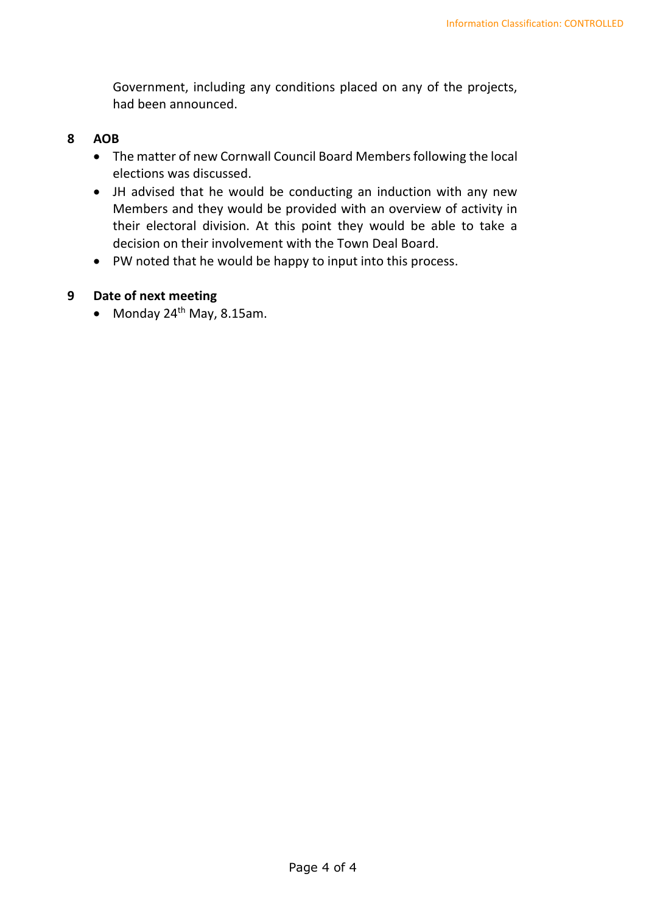Government, including any conditions placed on any of the projects, had been announced.

## 8 AOB

- The matter of new Cornwall Council Board Members following the local elections was discussed.
- JH advised that he would be conducting an induction with any new Members and they would be provided with an overview of activity in their electoral division. At this point they would be able to take a decision on their involvement with the Town Deal Board.
- PW noted that he would be happy to input into this process.

## 9 Date of next meeting

- Monday 24th May, 8.15am.